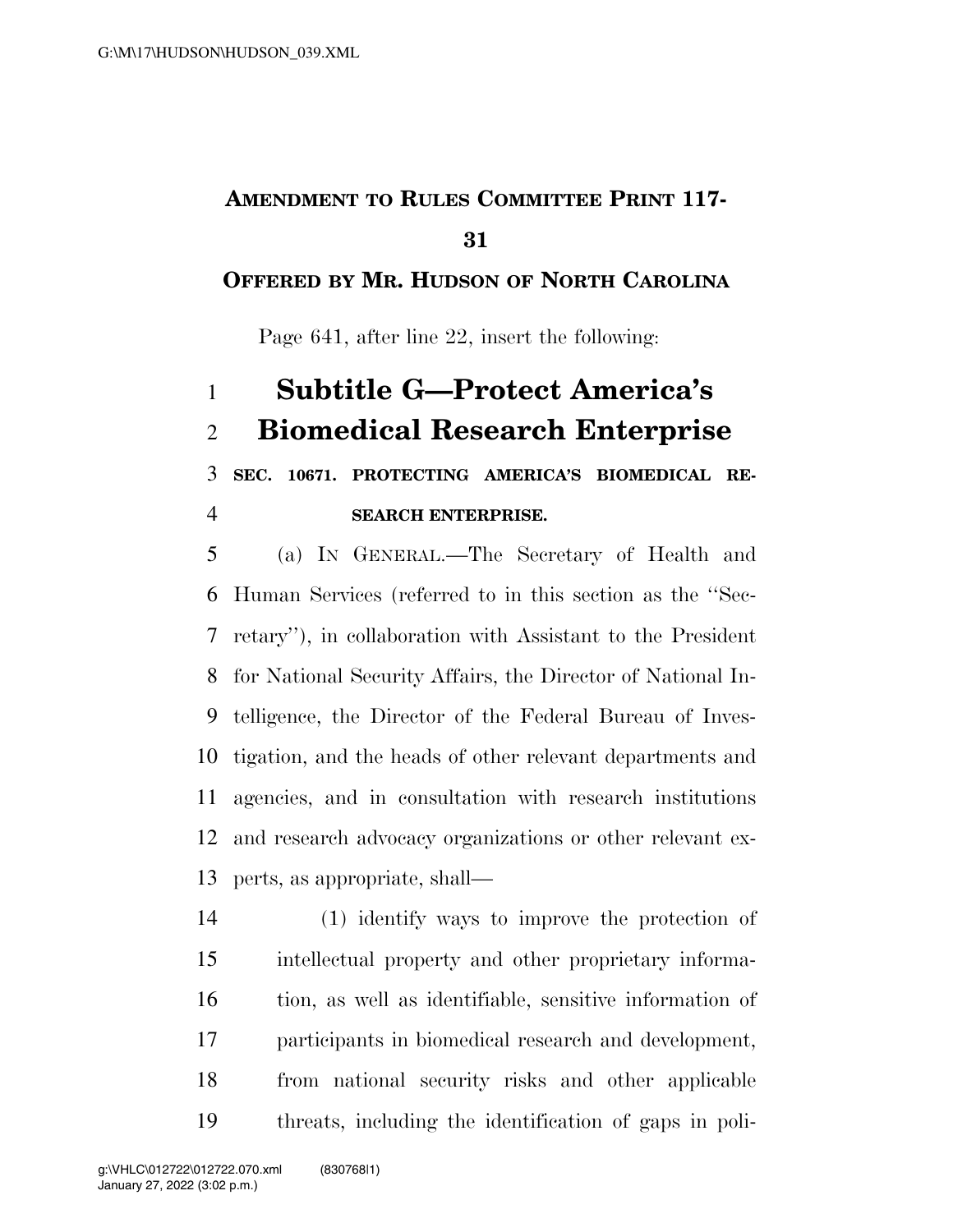**AMENDMENT TO RULES COMMITTEE PRINT 117-31**

**OFFERED BY MR. HUDSON OF NORTH CAROLINA**

Page 641, after line 22, insert the following:

# Subtitle G—Protect America's Biomedical Research Enterprise

**SEC. 10671. PROTECTING AMERICA'S BIOMEDICAL RESEARCH ENTERPRISE.**

(a) IN GENERAL.—The Secretary of Health and Human Services (referred to in this section as the "Secretary"), in collaboration with Assistant to the President for National Security Affairs, the Director of National Intelligence, the Director of the Federal Bureau of Investigation, and the heads of other relevant departments and agencies, and in consultation with research institutions and research advocacy organizations or other relevant experts, as appropriate, shall—

(1) identify ways to improve the protection of intellectual property and other proprietary information, as well as identifiable, sensitive information of participants in biomedical research and development, from national security risks and other applicable threats, including the identification of gaps in poli-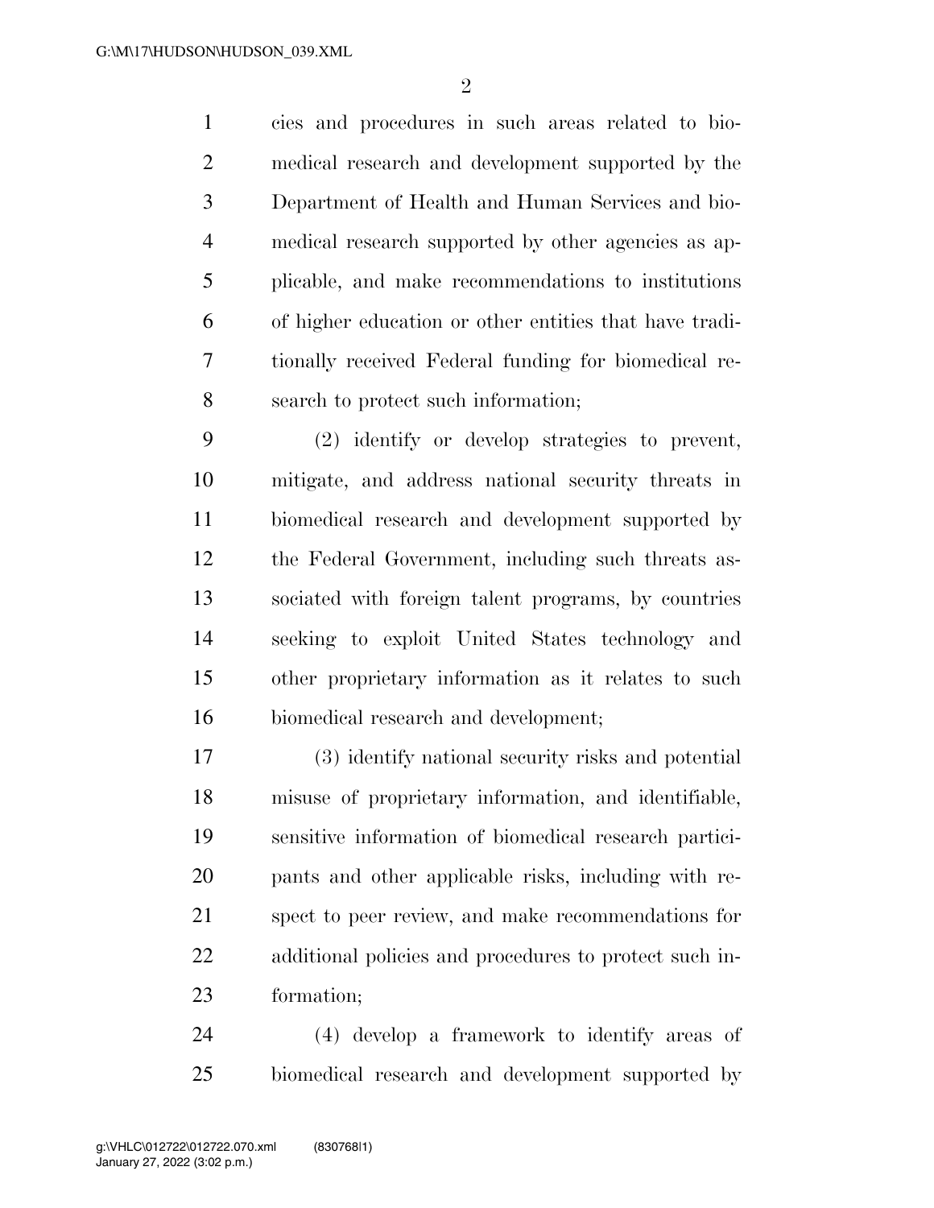cies and procedures in such areas related to biomedical research and development supported by the Department of Health and Human Services and biomedical research supported by other agencies as applicable, and make recommendations to institutions of higher education or other entities that have traditionally received Federal funding for biomedical research to protect such information;

(2) identify or develop strategies to prevent, mitigate, and address national security threats in biomedical research and development supported by the Federal Government, including such threats associated with foreign talent programs, by countries seeking to exploit United States technology and other proprietary information as it relates to such biomedical research and development;

(3) identify national security risks and potential misuse of proprietary information, and identifiable, sensitive information of biomedical research participants and other applicable risks, including with respect to peer review, and make recommendations for additional policies and procedures to protect such information;

(4) develop a framework to identify areas of biomedical research and development supported by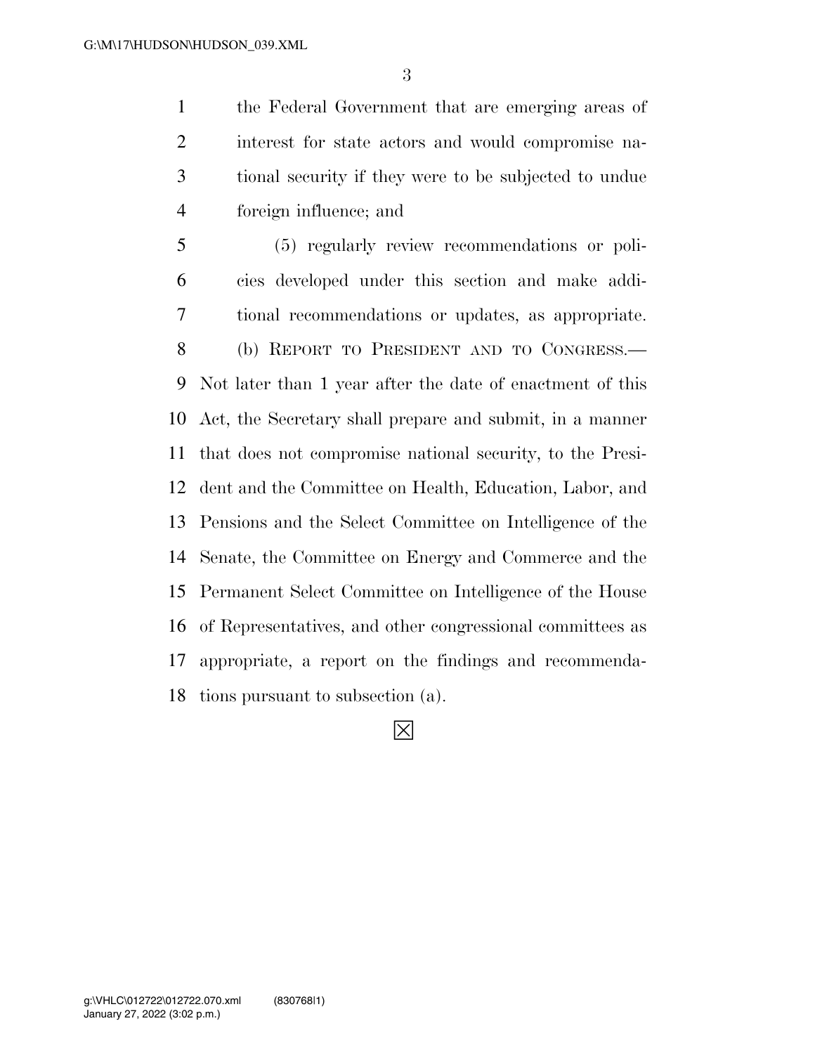the Federal Government that are emerging areas of interest for state actors and would compromise national security if they were to be subjected to undue foreign influence; and

(5) regularly review recommendations or policies developed under this section and make additional recommendations or updates, as appropriate.

(b) REPORT TO PRESIDENT AND TO CONGRESS.—Not later than 1 year after the date of enactment of this Act, the Secretary shall prepare and submit, in a manner that does not compromise national security, to the President and the Committee on Health, Education, Labor, and Pensions and the Select Committee on Intelligence of the Senate, the Committee on Energy and Commerce and the Permanent Select Committee on Intelligence of the House of Representatives, and other congressional committees as appropriate, a report on the findings and recommendations pursuant to subsection (a).